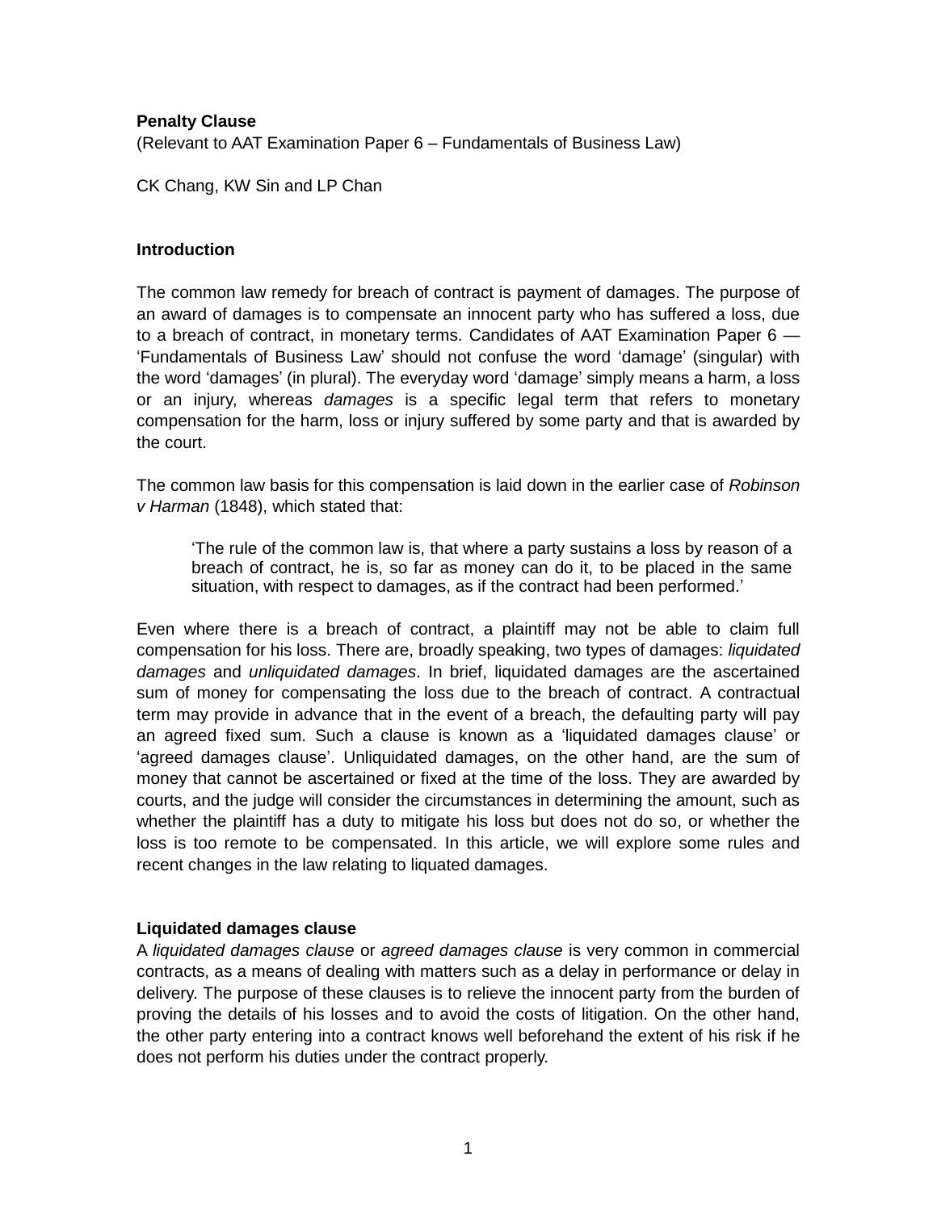**Penalty Clause**

(Relevant to AAT Examination Paper 6 – Fundamentals of Business Law)

CK Chang, KW Sin and LP Chan

**Introduction**

The common law remedy for breach of contract is payment of damages. The purpose of an award of damages is to compensate an innocent party who has suffered a loss, due to a breach of contract, in monetary terms. Candidates of AAT Examination Paper 6 — 'Fundamentals of Business Law' should not confuse the word 'damage' (singular) with the word 'damages' (in plural). The everyday word 'damage' simply means a harm, a loss or an injury, whereas *damages* is a specific legal term that refers to monetary compensation for the harm, loss or injury suffered by some party and that is awarded by the court.

The common law basis for this compensation is laid down in the earlier case of *Robinson v Harman* (1848), which stated that:

> 'The rule of the common law is, that where a party sustains a loss by reason of a breach of contract, he is, so far as money can do it, to be placed in the same situation, with respect to damages, as if the contract had been performed.'

Even where there is a breach of contract, a plaintiff may not be able to claim full compensation for his loss. There are, broadly speaking, two types of damages: *liquidated damages* and *unliquidated damages*. In brief, liquidated damages are the ascertained sum of money for compensating the loss due to the breach of contract. A contractual term may provide in advance that in the event of a breach, the defaulting party will pay an agreed fixed sum. Such a clause is known as a 'liquidated damages clause' or 'agreed damages clause'. Unliquidated damages, on the other hand, are the sum of money that cannot be ascertained or fixed at the time of the loss. They are awarded by courts, and the judge will consider the circumstances in determining the amount, such as whether the plaintiff has a duty to mitigate his loss but does not do so, or whether the loss is too remote to be compensated. In this article, we will explore some rules and recent changes in the law relating to liquated damages.

**Liquidated damages clause**

A *liquidated damages clause* or *agreed damages clause* is very common in commercial contracts, as a means of dealing with matters such as a delay in performance or delay in delivery. The purpose of these clauses is to relieve the innocent party from the burden of proving the details of his losses and to avoid the costs of litigation. On the other hand, the other party entering into a contract knows well beforehand the extent of his risk if he does not perform his duties under the contract properly.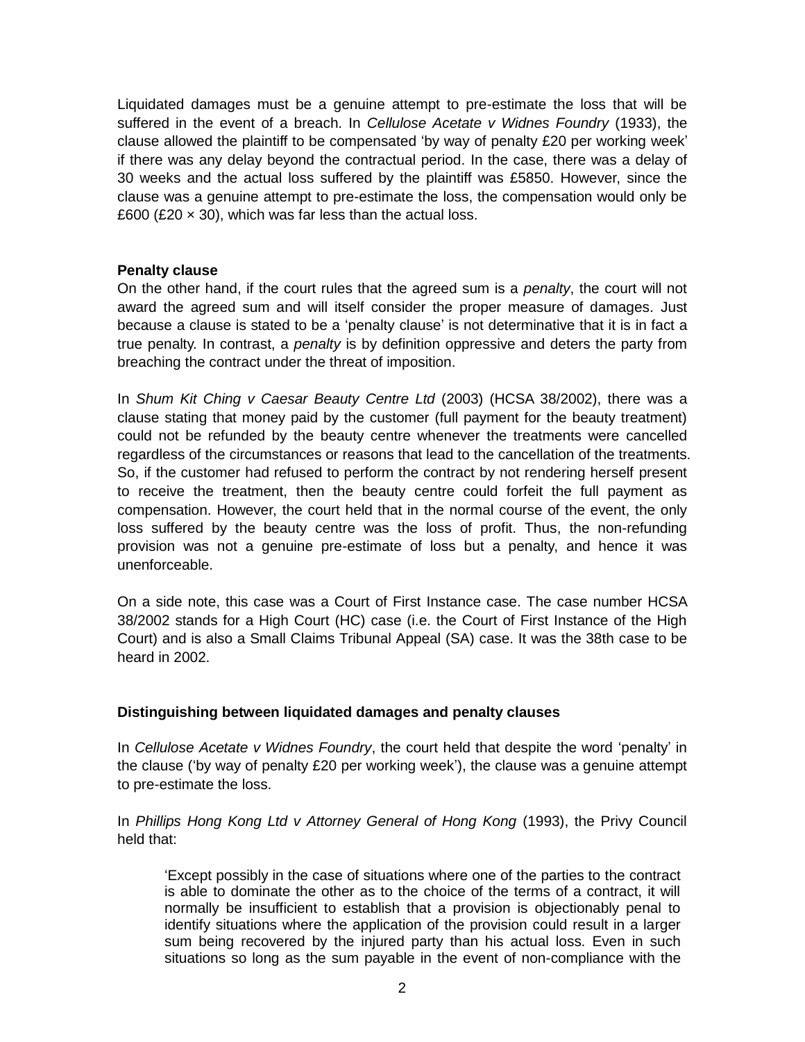Liquidated damages must be a genuine attempt to pre-estimate the loss that will be suffered in the event of a breach. In *Cellulose Acetate v Widnes Foundry* (1933), the clause allowed the plaintiff to be compensated 'by way of penalty £20 per working week' if there was any delay beyond the contractual period. In the case, there was a delay of 30 weeks and the actual loss suffered by the plaintiff was £5850. However, since the clause was a genuine attempt to pre-estimate the loss, the compensation would only be £600 (£20 × 30), which was far less than the actual loss.

**Penalty clause**

On the other hand, if the court rules that the agreed sum is a *penalty*, the court will not award the agreed sum and will itself consider the proper measure of damages. Just because a clause is stated to be a 'penalty clause' is not determinative that it is in fact a true penalty. In contrast, a *penalty* is by definition oppressive and deters the party from breaching the contract under the threat of imposition.

In *Shum Kit Ching v Caesar Beauty Centre Ltd* (2003) (HCSA 38/2002), there was a clause stating that money paid by the customer (full payment for the beauty treatment) could not be refunded by the beauty centre whenever the treatments were cancelled regardless of the circumstances or reasons that lead to the cancellation of the treatments. So, if the customer had refused to perform the contract by not rendering herself present to receive the treatment, then the beauty centre could forfeit the full payment as compensation. However, the court held that in the normal course of the event, the only loss suffered by the beauty centre was the loss of profit. Thus, the non-refunding provision was not a genuine pre-estimate of loss but a penalty, and hence it was unenforceable.

On a side note, this case was a Court of First Instance case. The case number HCSA 38/2002 stands for a High Court (HC) case (i.e. the Court of First Instance of the High Court) and is also a Small Claims Tribunal Appeal (SA) case. It was the 38th case to be heard in 2002.

**Distinguishing between liquidated damages and penalty clauses**

In *Cellulose Acetate v Widnes Foundry*, the court held that despite the word 'penalty' in the clause ('by way of penalty £20 per working week'), the clause was a genuine attempt to pre-estimate the loss.

In *Phillips Hong Kong Ltd v Attorney General of Hong Kong* (1993), the Privy Council held that:

> 'Except possibly in the case of situations where one of the parties to the contract is able to dominate the other as to the choice of the terms of a contract, it will normally be insufficient to establish that a provision is objectionably penal to identify situations where the application of the provision could result in a larger sum being recovered by the injured party than his actual loss. Even in such situations so long as the sum payable in the event of non-compliance with the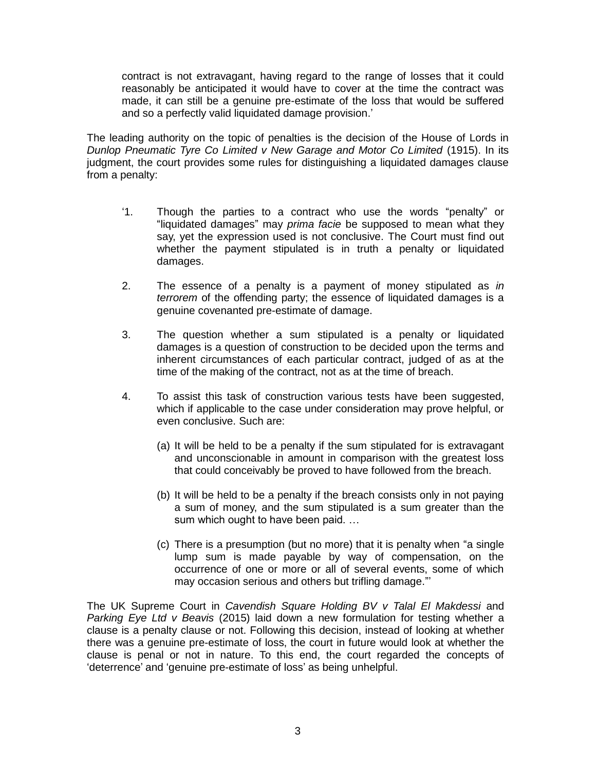> contract is not extravagant, having regard to the range of losses that it could reasonably be anticipated it would have to cover at the time the contract was made, it can still be a genuine pre-estimate of the loss that would be suffered and so a perfectly valid liquidated damage provision.'

The leading authority on the topic of penalties is the decision of the House of Lords in *Dunlop Pneumatic Tyre Co Limited v New Garage and Motor Co Limited* (1915). In its judgment, the court provides some rules for distinguishing a liquidated damages clause from a penalty:

> '1. Though the parties to a contract who use the words "penalty" or "liquidated damages" may *prima facie* be supposed to mean what they say, yet the expression used is not conclusive. The Court must find out whether the payment stipulated is in truth a penalty or liquidated damages.
>
> 2. The essence of a penalty is a payment of money stipulated as *in terrorem* of the offending party; the essence of liquidated damages is a genuine covenanted pre-estimate of damage.
>
> 3. The question whether a sum stipulated is a penalty or liquidated damages is a question of construction to be decided upon the terms and inherent circumstances of each particular contract, judged of as at the time of the making of the contract, not as at the time of breach.
>
> 4. To assist this task of construction various tests have been suggested, which if applicable to the case under consideration may prove helpful, or even conclusive. Such are:
>
>    (a) It will be held to be a penalty if the sum stipulated for is extravagant and unconscionable in amount in comparison with the greatest loss that could conceivably be proved to have followed from the breach.
>
>    (b) It will be held to be a penalty if the breach consists only in not paying a sum of money, and the sum stipulated is a sum greater than the sum which ought to have been paid. …
>
>    (c) There is a presumption (but no more) that it is penalty when "a single lump sum is made payable by way of compensation, on the occurrence of one or more or all of several events, some of which may occasion serious and others but trifling damage."'

The UK Supreme Court in *Cavendish Square Holding BV v Talal El Makdessi* and *Parking Eye Ltd v Beavis* (2015) laid down a new formulation for testing whether a clause is a penalty clause or not. Following this decision, instead of looking at whether there was a genuine pre-estimate of loss, the court in future would look at whether the clause is penal or not in nature. To this end, the court regarded the concepts of 'deterrence' and 'genuine pre-estimate of loss' as being unhelpful.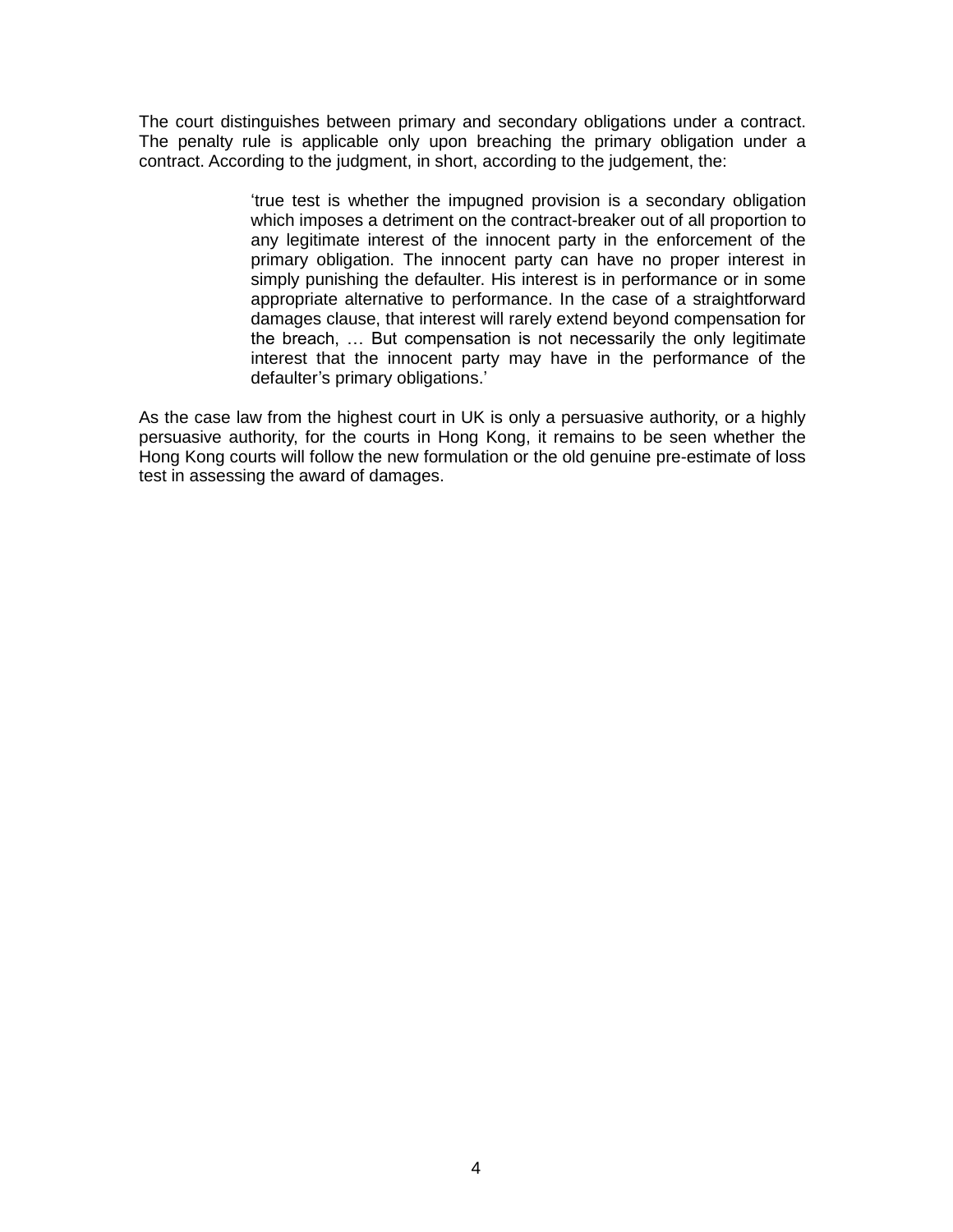The court distinguishes between primary and secondary obligations under a contract. The penalty rule is applicable only upon breaching the primary obligation under a contract. According to the judgment, in short, according to the judgement, the:

> 'true test is whether the impugned provision is a secondary obligation which imposes a detriment on the contract-breaker out of all proportion to any legitimate interest of the innocent party in the enforcement of the primary obligation. The innocent party can have no proper interest in simply punishing the defaulter. His interest is in performance or in some appropriate alternative to performance. In the case of a straightforward damages clause, that interest will rarely extend beyond compensation for the breach, … But compensation is not necessarily the only legitimate interest that the innocent party may have in the performance of the defaulter's primary obligations.'

As the case law from the highest court in UK is only a persuasive authority, or a highly persuasive authority, for the courts in Hong Kong, it remains to be seen whether the Hong Kong courts will follow the new formulation or the old genuine pre-estimate of loss test in assessing the award of damages.